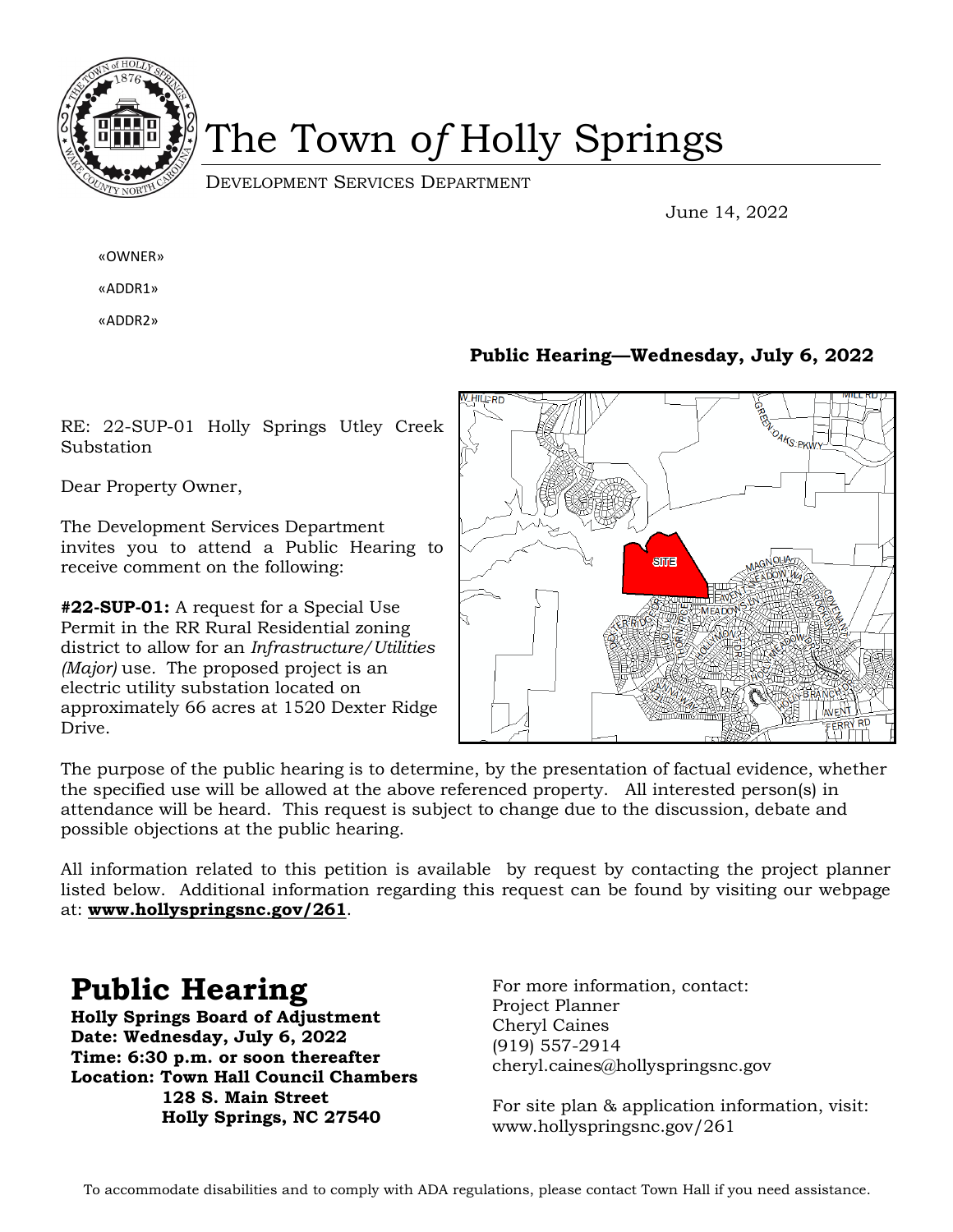# The Town *of* Holly Springs

DEVELOPMENT SERVICES DEPARTMENT

June 14, 2022

«OWNER»

«ADDR1»

«ADDR2»

**Public Hearing—Wednesday, July 6, 2022**

RE: 22-SUP-01 Holly Springs Utley Creek Substation

Dear Property Owner,

The Development Services Department invites you to attend a Public Hearing to receive comment on the following:

**#22-SUP-01:** A request for a Special Use Permit in the RR Rural Residential zoning district to allow for an *Infrastructure/Utilities (Major)* use. The proposed project is an electric utility substation located on approximately 66 acres at 1520 Dexter Ridge Drive.

The purpose of the public hearing is to determine, by the presentation of factual evidence, whether the specified use will be allowed at the above referenced property. All interested person(s) in attendance will be heard. This request is subject to change due to the discussion, debate and possible objections at the public hearing.

All information related to this petition is available by request by contacting the project planner listed below. Additional information regarding this request can be found by visiting our webpage at: **www.hollyspringsnc.gov/261**.

# Public Hearing

**Holly Springs Board of Adjustment**
**Date: Wednesday, July 6, 2022**
**Time: 6:30 p.m. or soon thereafter**
**Location: Town Hall Council Chambers**
**128 S. Main Street**
**Holly Springs, NC 27540**

For more information, contact:
Project Planner
Cheryl Caines
(919) 557-2914
cheryl.caines@hollyspringsnc.gov

For site plan & application information, visit:
www.hollyspringsnc.gov/261

To accommodate disabilities and to comply with ADA regulations, please contact Town Hall if you need assistance.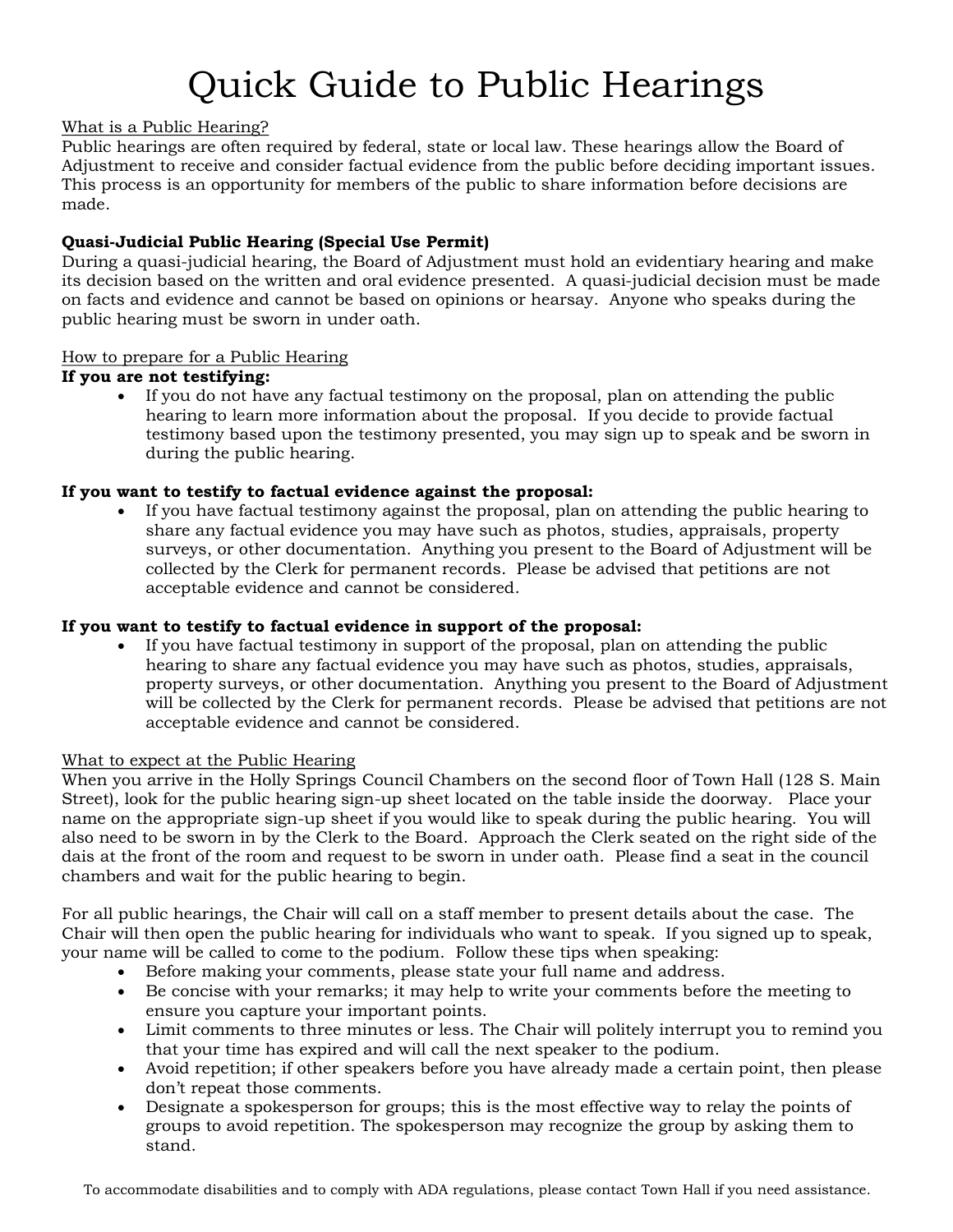# Quick Guide to Public Hearings

What is a Public Hearing?

Public hearings are often required by federal, state or local law. These hearings allow the Board of Adjustment to receive and consider factual evidence from the public before deciding important issues. This process is an opportunity for members of the public to share information before decisions are made.

**Quasi-Judicial Public Hearing (Special Use Permit)**

During a quasi-judicial hearing, the Board of Adjustment must hold an evidentiary hearing and make its decision based on the written and oral evidence presented. A quasi-judicial decision must be made on facts and evidence and cannot be based on opinions or hearsay. Anyone who speaks during the public hearing must be sworn in under oath.

How to prepare for a Public Hearing

**If you are not testifying:**

- If you do not have any factual testimony on the proposal, plan on attending the public hearing to learn more information about the proposal. If you decide to provide factual testimony based upon the testimony presented, you may sign up to speak and be sworn in during the public hearing.

**If you want to testify to factual evidence against the proposal:**

- If you have factual testimony against the proposal, plan on attending the public hearing to share any factual evidence you may have such as photos, studies, appraisals, property surveys, or other documentation. Anything you present to the Board of Adjustment will be collected by the Clerk for permanent records. Please be advised that petitions are not acceptable evidence and cannot be considered.

**If you want to testify to factual evidence in support of the proposal:**

- If you have factual testimony in support of the proposal, plan on attending the public hearing to share any factual evidence you may have such as photos, studies, appraisals, property surveys, or other documentation. Anything you present to the Board of Adjustment will be collected by the Clerk for permanent records. Please be advised that petitions are not acceptable evidence and cannot be considered.

What to expect at the Public Hearing

When you arrive in the Holly Springs Council Chambers on the second floor of Town Hall (128 S. Main Street), look for the public hearing sign-up sheet located on the table inside the doorway. Place your name on the appropriate sign-up sheet if you would like to speak during the public hearing. You will also need to be sworn in by the Clerk to the Board. Approach the Clerk seated on the right side of the dais at the front of the room and request to be sworn in under oath. Please find a seat in the council chambers and wait for the public hearing to begin.

For all public hearings, the Chair will call on a staff member to present details about the case. The Chair will then open the public hearing for individuals who want to speak. If you signed up to speak, your name will be called to come to the podium. Follow these tips when speaking:

- Before making your comments, please state your full name and address.
- Be concise with your remarks; it may help to write your comments before the meeting to ensure you capture your important points.
- Limit comments to three minutes or less. The Chair will politely interrupt you to remind you that your time has expired and will call the next speaker to the podium.
- Avoid repetition; if other speakers before you have already made a certain point, then please don't repeat those comments.
- Designate a spokesperson for groups; this is the most effective way to relay the points of groups to avoid repetition. The spokesperson may recognize the group by asking them to stand.

To accommodate disabilities and to comply with ADA regulations, please contact Town Hall if you need assistance.